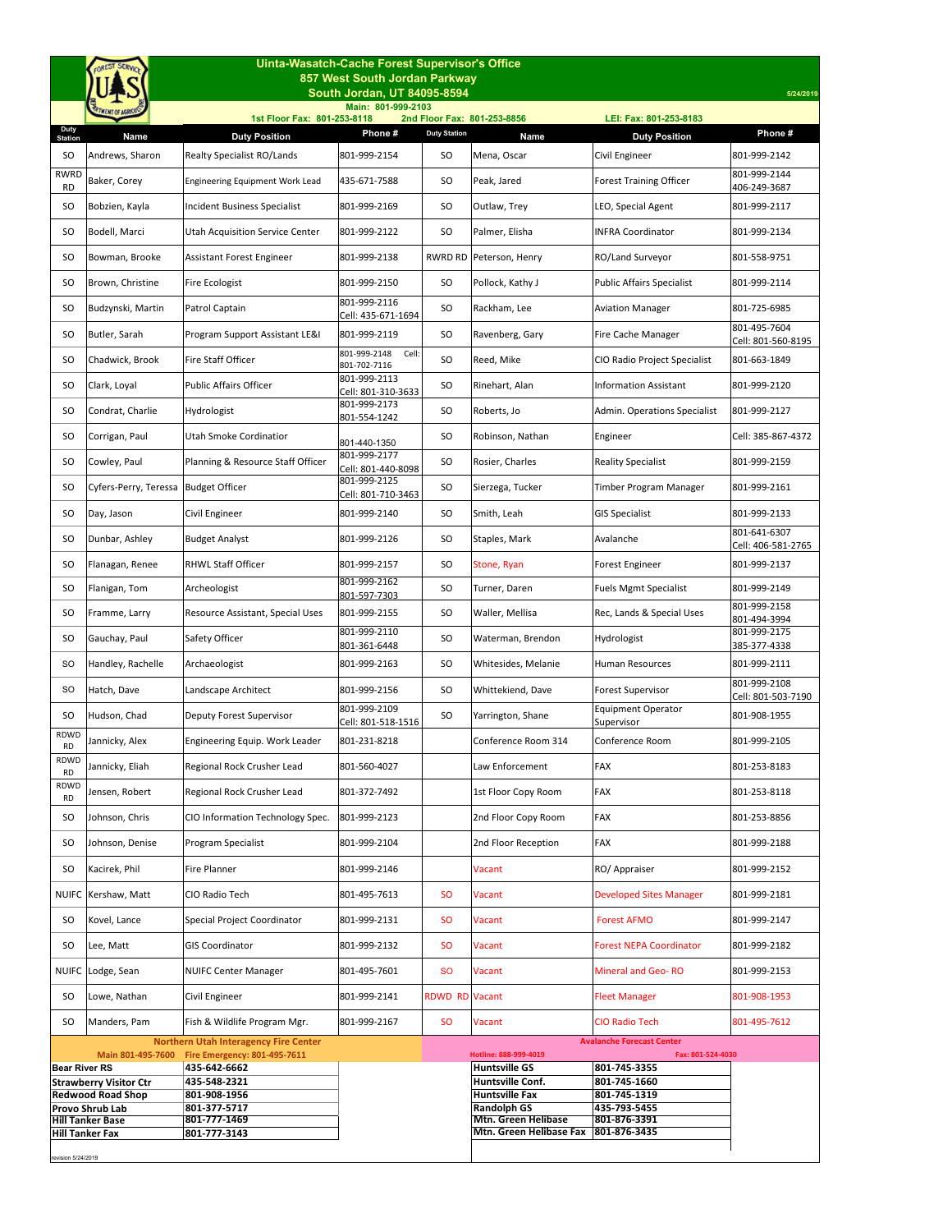# Uinta-Wasatch-Cache Forest Supervisor's Office

**857 West South Jordan Parkway**
**South Jordan, UT 84095-8594**

5/24/2019

Main: 801-999-2103

1st Floor Fax: 801-253-8118 | 2nd Floor Fax: 801-253-8856 | LEI: Fax: 801-253-8183

| Duty Station | Name | Duty Position | Phone # | Duty Station | Name | Duty Position | Phone # |
|---|---|---|---|---|---|---|---|
| SO | Andrews, Sharon | Realty Specialist RO/Lands | 801-999-2154 | SO | Mena, Oscar | Civil Engineer | 801-999-2142 |
| RWRD RD | Baker, Corey | Engineering Equipment Work Lead | 435-671-7588 | SO | Peak, Jared | Forest Training Officer | 801-999-2144 406-249-3687 |
| SO | Bobzien, Kayla | Incident Business Specialist | 801-999-2169 | SO | Outlaw, Trey | LEO, Special Agent | 801-999-2117 |
| SO | Bodell, Marci | Utah Acquisition Service Center | 801-999-2122 | SO | Palmer, Elisha | INFRA Coordinator | 801-999-2134 |
| SO | Bowman, Brooke | Assistant Forest Engineer | 801-999-2138 | RWRD RD | Peterson, Henry | RO/Land Surveyor | 801-558-9751 |
| SO | Brown, Christine | Fire Ecologist | 801-999-2150 | SO | Pollock, Kathy J | Public Affairs Specialist | 801-999-2114 |
| SO | Budzynski, Martin | Patrol Captain | 801-999-2116 Cell: 435-671-1694 | SO | Rackham, Lee | Aviation Manager | 801-725-6985 |
| SO | Butler, Sarah | Program Support Assistant LE&I | 801-999-2119 | SO | Ravenberg, Gary | Fire Cache Manager | 801-495-7604 Cell: 801-560-8195 |
| SO | Chadwick, Brook | Fire Staff Officer | 801-999-2148 Cell: 801-702-7116 | SO | Reed, Mike | CIO Radio Project Specialist | 801-663-1849 |
| SO | Clark, Loyal | Public Affairs Officer | 801-999-2113 Cell: 801-310-3633 | SO | Rinehart, Alan | Information Assistant | 801-999-2120 |
| SO | Condrat, Charlie | Hydrologist | 801-999-2173 801-554-1242 | SO | Roberts, Jo | Admin. Operations Specialist | 801-999-2127 |
| SO | Corrigan, Paul | Utah Smoke Cordinatior | 801-440-1350 | SO | Robinson, Nathan | Engineer | Cell: 385-867-4372 |
| SO | Cowley, Paul | Planning & Resource Staff Officer | 801-999-2177 Cell: 801-440-8098 | SO | Rosier, Charles | Reality Specialist | 801-999-2159 |
| SO | Cyfers-Perry, Teressa | Budget Officer | 801-999-2125 Cell: 801-710-3463 | SO | Sierzega, Tucker | Timber Program Manager | 801-999-2161 |
| SO | Day, Jason | Civil Engineer | 801-999-2140 | SO | Smith, Leah | GIS Specialist | 801-999-2133 |
| SO | Dunbar, Ashley | Budget Analyst | 801-999-2126 | SO | Staples, Mark | Avalanche | 801-641-6307 Cell: 406-581-2765 |
| SO | Flanagan, Renee | RHWL Staff Officer | 801-999-2157 | SO | Stone, Ryan | Forest Engineer | 801-999-2137 |
| SO | Flanigan, Tom | Archeologist | 801-999-2162 801-597-7303 | SO | Turner, Daren | Fuels Mgmt Specialist | 801-999-2149 |
| SO | Framme, Larry | Resource Assistant, Special Uses | 801-999-2155 | SO | Waller, Mellisa | Rec, Lands & Special Uses | 801-999-2158 801-494-3994 |
| SO | Gauchay, Paul | Safety Officer | 801-999-2110 801-361-6448 | SO | Waterman, Brendon | Hydrologist | 801-999-2175 385-377-4338 |
| SO | Handley, Rachelle | Archaeologist | 801-999-2163 | SO | Whitesides, Melanie | Human Resources | 801-999-2111 |
| SO | Hatch, Dave | Landscape Architect | 801-999-2156 | SO | Whittekiend, Dave | Forest Supervisor | 801-999-2108 Cell: 801-503-7190 |
| SO | Hudson, Chad | Deputy Forest Supervisor | 801-999-2109 Cell: 801-518-1516 | SO | Yarrington, Shane | Equipment Operator Supervisor | 801-908-1955 |
| RDWD RD | Jannicky, Alex | Engineering Equip. Work Leader | 801-231-8218 | | Conference Room 314 | Conference Room | 801-999-2105 |
| RDWD RD | Jannicky, Eliah | Regional Rock Crusher Lead | 801-560-4027 | | Law Enforcement | FAX | 801-253-8183 |
| RDWD RD | Jensen, Robert | Regional Rock Crusher Lead | 801-372-7492 | | 1st Floor Copy Room | FAX | 801-253-8118 |
| SO | Johnson, Chris | CIO Information Technology Spec. | 801-999-2123 | | 2nd Floor Copy Room | FAX | 801-253-8856 |
| SO | Johnson, Denise | Program Specialist | 801-999-2104 | | 2nd Floor Reception | FAX | 801-999-2188 |
| SO | Kacirek, Phil | Fire Planner | 801-999-2146 | | Vacant | RO/ Appraiser | 801-999-2152 |
| NUIFC | Kershaw, Matt | CIO Radio Tech | 801-495-7613 | SO | Vacant | Developed Sites Manager | 801-999-2181 |
| SO | Kovel, Lance | Special Project Coordinator | 801-999-2131 | SO | Vacant | Forest AFMO | 801-999-2147 |
| SO | Lee, Matt | GIS Coordinator | 801-999-2132 | SO | Vacant | Forest NEPA Coordinator | 801-999-2182 |
| NUIFC | Lodge, Sean | NUIFC Center Manager | 801-495-7601 | SO | Vacant | Mineral and Geo- RO | 801-999-2153 |
| SO | Lowe, Nathan | Civil Engineer | 801-999-2141 | RDWD RD | Vacant | Fleet Manager | 801-908-1953 |
| SO | Manders, Pam | Fish & Wildlife Program Mgr. | 801-999-2167 | SO | Vacant | CIO Radio Tech | 801-495-7612 |

**Northern Utah Interagency Fire Center**

Main 801-495-7600 | Fire Emergency: 801-495-7611

| Location | Phone |
|---|---|
| Bear River RS | 435-642-6662 |
| Strawberry Visitor Ctr | 435-548-2321 |
| Redwood Road Shop | 801-908-1956 |
| Provo Shrub Lab | 801-377-5717 |
| Hill Tanker Base | 801-777-1469 |
| Hill Tanker Fax | 801-777-3143 |

**Avalanche Forecast Center**

Hotline: 888-999-4019 | Fax: 801-524-4030

| Location | Phone |
|---|---|
| Huntsville GS | 801-745-3355 |
| Huntsville Conf. | 801-745-1660 |
| Huntsville Fax | 801-745-1319 |
| Randolph GS | 435-793-5455 |
| Mtn. Green Helibase | 801-876-3391 |
| Mtn. Green Helibase Fax | 801-876-3435 |

revision 5/24/2019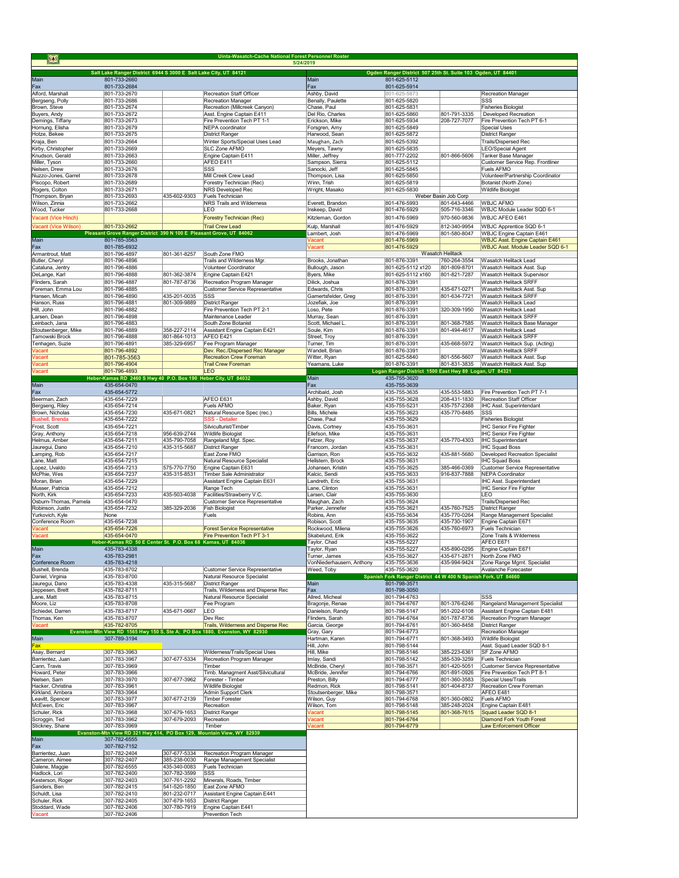# Uinta-Wasatch-Cache National Forest Personnel Roster

5/24/2019

## Salt Lake Ranger District 6944 S 3000 E Salt Lake City, UT 84121

| | | | |
|---|---|---|---|
| Main | 801-733-2660 | | |
| Fax | 801-733-2684 | | |
| Alford, Marshall | 801-733-2670 | | Recreation Staff Officer |
| Bergseng, Polly | 801-733-2686 | | Recreation Manager |
| Brown, Steve | 801-733-2674 | | Recreation (Millcreek Canyon) |
| Buyers, Andy | 801-733-2672 | | Asst. Engine Captain E411 |
| Demings, Tiffany | 801-733-2673 | | Fire Prevention Tech PT 1-1 |
| Hornung, Elisha | 801-733-2679 | | NEPA coordinator |
| Hotze, Bekee | 801-733-2675 | | District Ranger |
| Kraja, Ben | 801-733-2664 | | Winter Sports/Special Uses Lead |
| Kirby, Christopher | 801-733-2669 | | SLC Zone AFMO |
| Knudson, Gerald | 801-733-2663 | | Engine Captain E411 |
| Miller, Tyson | 801-733-2660 | | AFEO E411 |
| Nelsen, Drew | 801-733-2676 | | SSS |
| Nuzzo-Jones, Garret | 801-733-2678 | | Mill Creek Crew Lead |
| Piscopo, Robert | 801-733-2689 | | Forestry Technician (Rec) |
| Rogers, Colton | 801-733-2671 | | NRS Developed Rec |
| Thompson, Bryan | 801-733-2693 | 435-602-9303 | Fuels Technician |
| Wilson, Zinnia | 801-733-2662 | | NRS Trails and Wilderness |
| Wood, Tucker | 801-733-2668 | | LEO |
| Vacant (Vice Hinch) | | | Forestry Technician (Rec) |
| Vacant (Vice Wilson) | 801-733-2662 | | Trail Crew Lead |

## Pleasant Grove Ranger District 390 N 100 E Pleasant Grove, UT 84062

| | | | |
|---|---|---|---|
| Main | 801-785-3563 | | |
| Fax | 801-785-6932 | | |
| Armantrout, Matt | 801-796-4897 | 801-361-8257 | South Zone FMO |
| Butler, Cheryl | 801-796-4896 | | Trails and Wilderness Mgr. |
| Cataluna, Jentry | 801-796-4886 | | Volunteer Coordinator |
| DeLange, Karl | 801-796-4888 | 801-362-3874 | Engine Captain E421 |
| Flinders, Sarah | 801-796-4887 | 801-787-8736 | Recreation Program Manager |
| Foreman, Emma Lou | 801-796-4885 | | Customer Service Representative |
| Hansen, Micah | 801-796-4890 | 435-201-0035 | SSS |
| Hanson, Russ | 801-796-4881 | 801-309-9889 | District Ranger |
| Hill, John | 801-796-4882 | | Fire Prevention Tech PT 2-1 |
| Larsen, Dean | 801-796-4898 | | Maintenance Leader |
| Leinbach, Jana | 801-796-4883 | | South Zone Botanist |
| Stoutsenberger, Mike | 801-796-4889 | 358-227-2114 | Assistant Engine Captain E421 |
| Tamowski Brock | 801-796-4888 | 801-864-1013 | AFEO E421 |
| Tenhagen, Suzie | 801-796-4891 | 385-329-6957 | Fee Program Manager |
| Vacant | 801-796-4892 | | Dev. Rec./Dispersed Rec Manager |
| Vacant | 801-785-3563 | | Recreation Crew Foreman |
| Vacant | 801-796-4904 | | Trail Crew Foreman |
| Vacant | 801-796-4893 | | LEO |

## Heber-Kamas RD 2460 S Hwy 40 P.O. Box 190 Heber City, UT 84032

| | | | |
|---|---|---|---|
| Main | 435-654-0470 | | |
| Fax | 435-654-5772 | | |
| Beerman, Zach | 435-654-7229 | | AFEO E631 |
| Bergseng, Riley | 435-654-7214 | | Fuels AFMO |
| Brown, Nicholas | 435-654-7230 | 435-671-0821 | Natural Resource Spec (rec.) |
| Bushell, Brenda | 435-654-7222 | | SSS - Detailer |
| Frost, Scott | 435-654-7221 | | Silviculturist/Timber |
| Gray, Anthony | 435-654-7218 | 956-639-2744 | Wildlife Biologist |
| Helmus, Amber | 435-654-7211 | 435-790-7058 | Rangeland Mgt. Spec. |
| Jauregui, Dano | 435-654-7210 | 435-315-5687 | District Ranger |
| Lamping, Rob | 435-654-7217 | | East Zone FMO |
| Lane, Matt | 435-654-7215 | | Natural Resource Specialist |
| Lopez, Uvaldo | 435-654-7213 | 575-770-7750 | Engine Captain E631 |
| McPhie, Wes | 435-654-7237 | 435-315-8531 | Timber Sale Administrator |
| Moran, Brian | 435-654-7229 | | Assistant Engine Captain E631 |
| Musser, Patricia | 435-654-7212 | | Range Tech |
| North, Kirk | 435-654-7233 | 435-503-4038 | Facilities/Strawberry V.C. |
| Osburn-Thomas, Pamela | 435-654-0470 | | Customer Service Representative |
| Robinson, Justin | 435-654-7232 | 385-329-2036 | Fish Biologist |
| Yurkovich, Kyle | None | | Fuels |
| Conference Room | 435-654-7238 | | |
| Vacant | 435-654-7226 | | Forest Service Representative |
| Vacant | 435-654-0470 | | Fire Prevention Tech PT 3-1 |

## Heber-Kamas RD 50 E Center St. P.O. Box 68 Kamas, UT 84036

| | | | |
|---|---|---|---|
| Main | 435-783-4338 | | |
| Fax | 435-783-2981 | | |
| Conference Room | 435-783-4218 | | |
| Bushell, Brenda | 435-783-8702 | | Customer Service Representative |
| Daniel, Virginia | 435-783-8700 | | Natural Resource Specialist |
| Jauregui, Dano | 435-783-4338 | 435-315-5687 | District Ranger |
| Jeppesen, Brett | 435-783-8711 | | Trails, Wilderness and Disperse Rec |
| Lane, Matt | 435-783-8715 | | Natural Resource Specialist |
| Moore, Liz | 435-783-8708 | | Fee Program |
| Schiedel, Darren | 435-783-8717 | 435-671-0667 | LEO |
| Thomas, Ken | 435-783-8707 | | Dev Rec |
| Vacant | 435-783-8705 | | Trails, Wilderness and Disperse Rec |

## Evanston-Mtn View RD 1565 Hwy 150 S, Ste A; PO Box 1880, Evanston, WY 82930

| | | | |
|---|---|---|---|
| Main | 307-789-3194 | | |
| Fax | | | |
| Asay, Bernard | 307-783-3963 | | Wilderness/Trails/Special Uses |
| Barrientez, Juan | 307-783-3967 | 307-677-5334 | Recreation Program Manager |
| Cann, Travis | 307-783-3969 | | Timber |
| Howard, Peter | 307-783-3966 | | Timb. Managment Asst/Silvicultural |
| Nielsen, Sam | 307-783-3970 | 307-677-3962 | Forester - Timber |
| Hacker, Christina | 307-783-3961 | | Wildlife Biologist |
| Kirkland, Ambera | 307-783-3964 | | Admin Support Clerk |
| Leavitt, Spencer | 307-783-3977 | 307-677-2139 | Timber Forester |
| McEwen, Eric | 307-783-3967 | | Recreation |
| Schuler, Rick | 307-783-3968 | 307-679-1653 | District Ranger |
| Scroggin, Ted | 307-783-3962 | 307-679-2093 | Recreation |
| Stickney, Shane | 307-783-3969 | | Timber |

## Evanston-Mtn View RD 321 Hwy 414, PO Box 129, Mountain View, WY 82939

| | | | |
|---|---|---|---|
| Main | 307-782-6555 | | |
| Fax | 307-782-7152 | | |
| Barrientez, Juan | 307-782-2404 | 307-677-5334 | Recreation Program Manager |
| Cameron, Aimee | 307-782-2407 | 385-238-0030 | Range Management Specialist |
| Dalene, Maggie | 307-782-6555 | 435-340-0083 | Fuels Technician |
| Hadlock, Lori | 307-782-2400 | 307-782-3599 | SSS |
| Kesterson, Roger | 307-782-2403 | 307-761-2292 | Minerals, Roads, Timber |
| Sanders, Ben | 307-782-2415 | 541-520-1850 | East Zone AFMO |
| Schuldt, Lisa | 307-782-2410 | 801-232-0717 | Assistant Engine Captain E441 |
| Schuler, Rick | 307-782-2405 | 307-679-1653 | District Ranger |
| Stoddard, Wade | 307-782-2406 | 307-780-7919 | Engine Captain E441 |
| Vacant | 307-782-2406 | | Prevention Tech |

## Ogden Ranger District 507 25th St. Suite 103 Ogden, UT 84401

| | | | |
|---|---|---|---|
| Main | 801-625-5112 | | |
| Fax | 801-625-5914 | | |
| Ashby, David | 801-625-5873 | | Recreation Manager |
| Benally, Paulette | 801-625-5820 | | SSS |
| Chase, Paul | 801-625-5831 | | Fisheries Biologist |
| Del Rio, Charles | 801-625-5860 | 801-791-3335 | Developed Recreation |
| Erickson, Mike | 801-625-5934 | 208-727-7077 | Fire Prevention Tech PT 6-1 |
| Forsgren, Amy | 801-625-5849 | | Special Uses |
| Harwood, Sean | 801-625-5872 | | District Ranger |
| Maughan, Zach | 801-625-5392 | | Trails/Dispersed Rec |
| Meyers, Tawny | 801-625-5835 | | LEO/Special Agent |
| Miller, Jeffrey | 801-777-2202 | 801-866-5606 | Tanker Base Manager |
| Sampson, Sierra | 801-625-5112 | | Customer Service Rep. Frontliner |
| Sanocki, Jeff | 801-625-5845 | | Fuels AFMO |
| Thompson, Lisa | 801-625-5850 | | Volunteer/Partnership Coordinator |
| Winn, Trish | 801-625-5819 | | Botanist (North Zone) |
| Wright, Masako | 801-625-5830 | | Wildlife Biologist |

## Weber Basin Job Corp

| | | | |
|---|---|---|---|
| Everett, Brandon | 801-476-5993 | 801-643-4466 | WBJC AFMO |
| Inskeep, David | 801-476-5929 | 505-716-3346 | WBJC Module Leader SQD 6-1 |
| Kitzleman, Gordon | 801-476-5969 | 970-560-9836 | WBJC AFEO E461 |
| Kulp, Marshall | 801-476-5929 | 812-340-9954 | WBJC Apprentice SQD 6-1 |
| Lambert, Josh | 801-476-5969 | 801-580-8047 | WBJC Engine Captain E461 |
| Vacant | 801-476-5969 | | WBJC Asst. Engine Captain E461 |
| Vacant | 801-476-5929 | | WBJC Asst. Module Leader SQD 6-1 |

## Wasatch Helitack

| | | | |
|---|---|---|---|
| Brooks, Jonathan | 801-876-3391 | 760-264-3554 | Wasatch Helitack Lead |
| Bullough, Jason | 801-625-5112 x120 | 801-809-8701 | Wasatch Helitack Asst. Sup |
| Byers, Mike | 801-625-5112 x160 | 801-821-7287 | Wasatch Helitack Supervisor |
| Dilick, Joshua | 801-876-3391 | | Wasatch Helitack SRFF |
| Edwards, Chris | 801-876-3391 | 435-671-0271 | Wasatch Helitack Asst. Sup |
| Gamertsfelder, Greg | 801-876-3391 | 801-634-7721 | Wasatch Helitack SRFF |
| Jozefiak, Joe | 801-876-3391 | | Wasatch Helitack Lead |
| Loso, Pete | 801-876-3391 | 320-309-1950 | Wasatch Helitack Lead |
| Murray, Sean | 801-876-3391 | | Wasatch Helitack SRFF |
| Scott, Michael L. | 801-876-3391 | 801-368-7585 | Wasatch Helitack Base Manager |
| Soule, Kim | 801-876-3391 | 801-494-4617 | Wasatch Helitack Lead |
| Street, Troy | 801-876-3391 | | Wasatch Helitack SRFF |
| Turner, Tim | 801-876-3391 | 435-668-5972 | Wasatch Helitack Sup. (Acting) |
| Wandell, Brian | 801-876-3391 | | Wasatch Helitack SRFF |
| Witter, Ryan | 801-625-5840 | 801-556-5607 | Wasatch Helitack Asst. Sup |
| Yeamans, Luke | 801-876-3391 | 801-831-3835 | Wasatch Helitack Asst. Sup |

## Logan Ranger District 1500 East Hwy 89 Logan, UT 84321

| | | | |
|---|---|---|---|
| Main | 435-755-3620 | | |
| Fax | 435-755-3639 | | |
| Archibald, Josh | 435-755-3635 | 435-553-5883 | Fire Prevention Tech PT 7-1 |
| Ashby, David | 435-755-3628 | 208-431-1830 | Recreation Staff Officer |
| Baker, Ryan | 435-755-5231 | 435-757-2368 | IHC Asst. Superintendant |
| Bills, Michele | 435-755-3623 | 435-770-8485 | SSS |
| Chase, Paul | 435-755-3629 | | Fisheries Biologist |
| Davis, Cortney | 435-755-3631 | | IHC Senior Fire Fighter |
| Ellefson, Mike | 435-755-3631 | | IHC Senior Fire Fighter |
| Fetzer, Roy | 435-755-3637 | 435-770-4303 | IHC Superintendant |
| Francom, Jordan | 435-755-3631 | | IHC Squad Boss |
| Garrison, Ron | 435-755-3632 | 435-881-5680 | Developed Recreation Specialist |
| Hellstern, Brock | 435-755-3631 | | IHC Squad Boss |
| Johansen, Kristin | 435-755-3625 | 385-466-0369 | Customer Service Representative |
| Kalcic, Sendi | 435-755-3633 | 916-837-7888 | NEPA Coordinator |
| Landreth, Eric | 435-755-3631 | | IHC Asst. Superintendant |
| Lane, Clinton | 435-755-3631 | | IHC Senior Fire Fighter |
| Larsen, Clair | 435-755-3630 | | LEO |
| Maughan, Zach | 435-755-3624 | | Trails/Dispersed Rec |
| Parker, Jennefer | 435-755-3621 | 435-760-7525 | District Ranger |
| Robins, Ann | 435-755-3634 | 435-770-0264 | Range Management Specialist |
| Robison, Scott | 435-755-3635 | 435-730-1907 | Engine Captain E671 |
| Rockwood, Milena | 435-755-3626 | 435-760-6973 | Fuels Technician |
| Skabelund, Erik | 435-755-3622 | | Zone Trails & Wilderness |
| Taylor, Chad | 435-755-5227 | | AFEO E671 |
| Taylor, Ryan | 435-755-5227 | 435-890-0295 | Engine Captain E671 |
| Turner, James | 435-755-3627 | 435-671-2871 | North Zone FMO |
| VonNiederhausern, Anthony | 435-755-3636 | 435-994-9424 | Zone Range Mgmt. Specialist |
| Weed, Toby | 435-755-3620 | | Avalanche Forecaster |

## Spanish Fork Ranger District 44 W 400 N Spanish Fork, UT 84660

| | | | |
|---|---|---|---|
| Main | 801-798-3571 | | |
| Fax | 801-798-3050 | | |
| Allred, Micheal | 801-794-6763 | | SSS |
| Bragonje, Renae | 801-794-6767 | 801-376-6246 | Rangeland Management Specialist |
| Danielson, Randy | 801-798-5147 | 951-202-6108 | Assistant Engine Captain E481 |
| Flinders, Sarah | 801-794-6764 | 801-787-8736 | Recreation Program Manager |
| Garcia, George | 801-794-6761 | 801-360-8458 | District Ranger |
| Gray, Gary | 801-794-6773 | | Recreation Manager |
| Hartman, Karen | 801-794-6771 | 801-368-3493 | Wildlife Biologist |
| Hill, John | 801-798-5144 | | Asst. Squad Leader SQD 8-1 |
| Hill, Mike | 801-798-5146 | 385-223-6361 | SF Zone AFMO |
| Imlay, Sandi | 801-798-5142 | 385-539-3259 | Fuels Technician |
| McBride, Cheryl | 801-798-3571 | 801-420-5051 | Customer Service Representative |
| McBride, Jennifer | 801-794-6766 | 801-891-0926 | Fire Prevention Tech PT 8-1 |
| Preston, Billy | 801-794-6777 | 801-360-3583 | Special Uses/Trails |
| Redmon, Rick | 801-798-5141 | 801-404-8737 | Recreation Crew Foreman |
| Stoutsenberger, Mike | 801-798-3571 | | AFEO E481 |
| Wilson, Guy | 801-794-6768 | 801-360-0802 | Fuels AFMO |
| Wilson, Tom | 801-798-5148 | 385-248-2024 | Engine Captain E481 |
| Vacant | 801-798-5145 | 801-368-7615 | Squad Leader SQD 8-1 |
| Vacant | 801-794-6764 | | Diamond Fork Youth Forest |
| Vacant | 801-794-6779 | | Law Enforcement Officer |